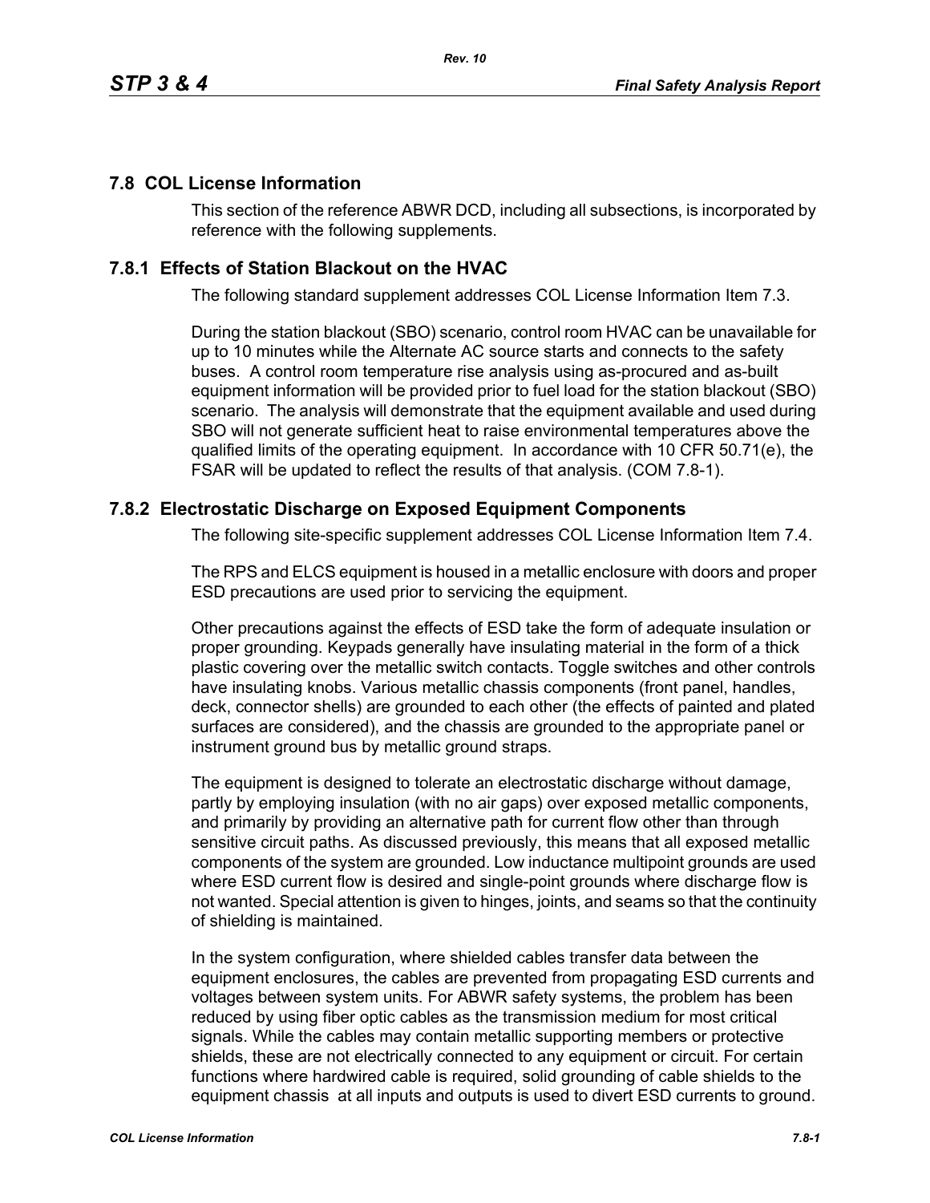## 7.8 COL License Information

This section of the reference ABWR DCD, including all subsections, is incorporated by reference with the following supplements.

### 7.8.1 Effects of Station Blackout on the HVAC

The following standard supplement addresses COL License Information Item 7.3.

During the station blackout (SBO) scenario, control room HVAC can be unavailable for up to 10 minutes while the Alternate AC source starts and connects to the safety buses. A control room temperature rise analysis using as-procured and as-built equipment information will be provided prior to fuel load for the station blackout (SBO) scenario. The analysis will demonstrate that the equipment available and used during SBO will not generate sufficient heat to raise environmental temperatures above the qualified limits of the operating equipment. In accordance with 10 CFR 50.71(e), the FSAR will be updated to reflect the results of that analysis. (COM 7.8-1).

### 7.8.2 Electrostatic Discharge on Exposed Equipment Components

The following site-specific supplement addresses COL License Information Item 7.4.

The RPS and ELCS equipment is housed in a metallic enclosure with doors and proper ESD precautions are used prior to servicing the equipment.

Other precautions against the effects of ESD take the form of adequate insulation or proper grounding. Keypads generally have insulating material in the form of a thick plastic covering over the metallic switch contacts. Toggle switches and other controls have insulating knobs. Various metallic chassis components (front panel, handles, deck, connector shells) are grounded to each other (the effects of painted and plated surfaces are considered), and the chassis are grounded to the appropriate panel or instrument ground bus by metallic ground straps.

The equipment is designed to tolerate an electrostatic discharge without damage, partly by employing insulation (with no air gaps) over exposed metallic components, and primarily by providing an alternative path for current flow other than through sensitive circuit paths. As discussed previously, this means that all exposed metallic components of the system are grounded. Low inductance multipoint grounds are used where ESD current flow is desired and single-point grounds where discharge flow is not wanted. Special attention is given to hinges, joints, and seams so that the continuity of shielding is maintained.

In the system configuration, where shielded cables transfer data between the equipment enclosures, the cables are prevented from propagating ESD currents and voltages between system units. For ABWR safety systems, the problem has been reduced by using fiber optic cables as the transmission medium for most critical signals. While the cables may contain metallic supporting members or protective shields, these are not electrically connected to any equipment or circuit. For certain functions where hardwired cable is required, solid grounding of cable shields to the equipment chassis at all inputs and outputs is used to divert ESD currents to ground.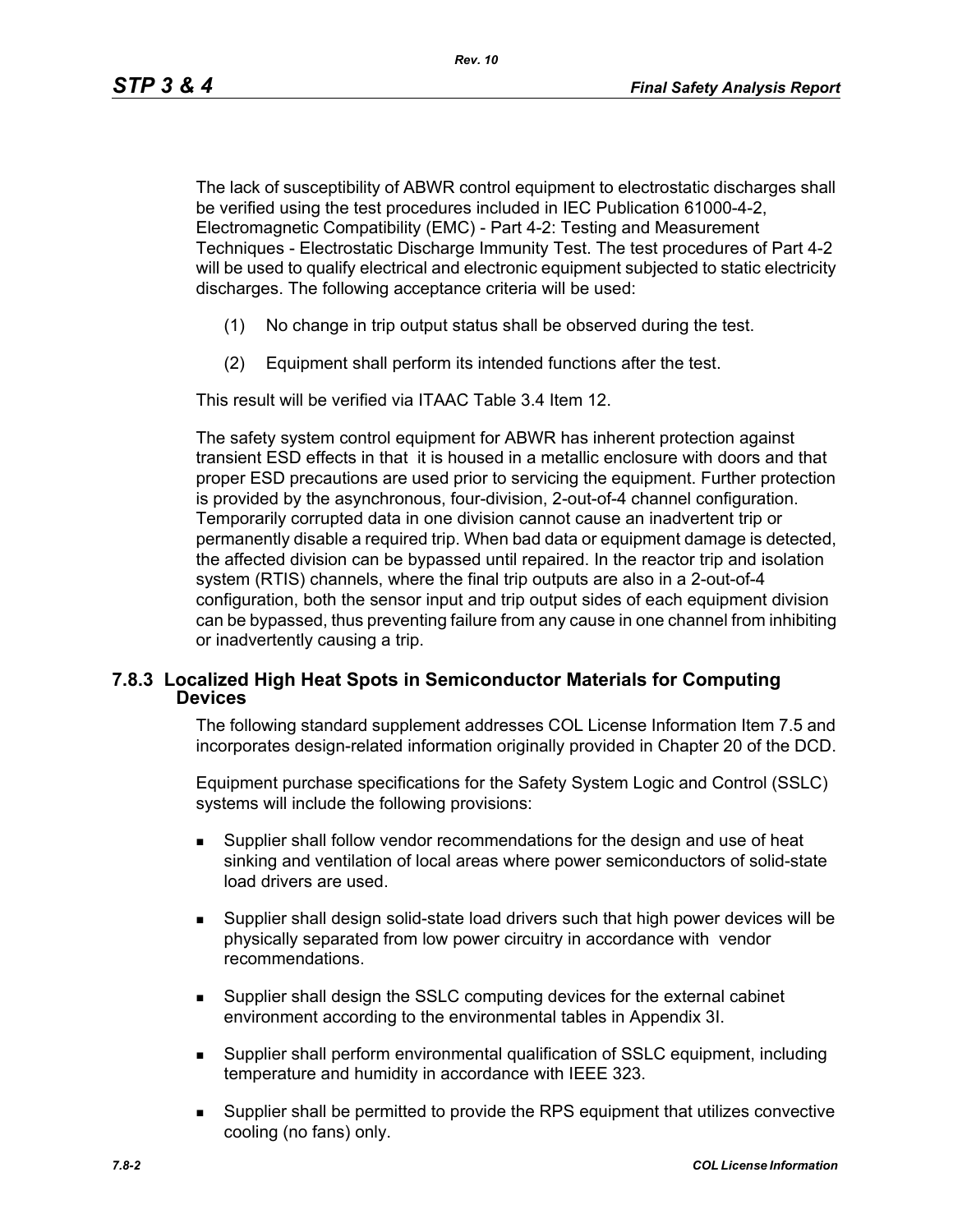The lack of susceptibility of ABWR control equipment to electrostatic discharges shall be verified using the test procedures included in IEC Publication 61000-4-2, Electromagnetic Compatibility (EMC) - Part 4-2: Testing and Measurement Techniques - Electrostatic Discharge Immunity Test. The test procedures of Part 4-2 will be used to qualify electrical and electronic equipment subjected to static electricity discharges. The following acceptance criteria will be used:

(1) No change in trip output status shall be observed during the test.

(2) Equipment shall perform its intended functions after the test.

This result will be verified via ITAAC Table 3.4 Item 12.

The safety system control equipment for ABWR has inherent protection against transient ESD effects in that it is housed in a metallic enclosure with doors and that proper ESD precautions are used prior to servicing the equipment. Further protection is provided by the asynchronous, four-division, 2-out-of-4 channel configuration. Temporarily corrupted data in one division cannot cause an inadvertent trip or permanently disable a required trip. When bad data or equipment damage is detected, the affected division can be bypassed until repaired. In the reactor trip and isolation system (RTIS) channels, where the final trip outputs are also in a 2-out-of-4 configuration, both the sensor input and trip output sides of each equipment division can be bypassed, thus preventing failure from any cause in one channel from inhibiting or inadvertently causing a trip.

### 7.8.3 Localized High Heat Spots in Semiconductor Materials for Computing Devices

The following standard supplement addresses COL License Information Item 7.5 and incorporates design-related information originally provided in Chapter 20 of the DCD.

Equipment purchase specifications for the Safety System Logic and Control (SSLC) systems will include the following provisions:

- Supplier shall follow vendor recommendations for the design and use of heat sinking and ventilation of local areas where power semiconductors of solid-state load drivers are used.
- Supplier shall design solid-state load drivers such that high power devices will be physically separated from low power circuitry in accordance with vendor recommendations.
- Supplier shall design the SSLC computing devices for the external cabinet environment according to the environmental tables in Appendix 3I.
- Supplier shall perform environmental qualification of SSLC equipment, including temperature and humidity in accordance with IEEE 323.
- Supplier shall be permitted to provide the RPS equipment that utilizes convective cooling (no fans) only.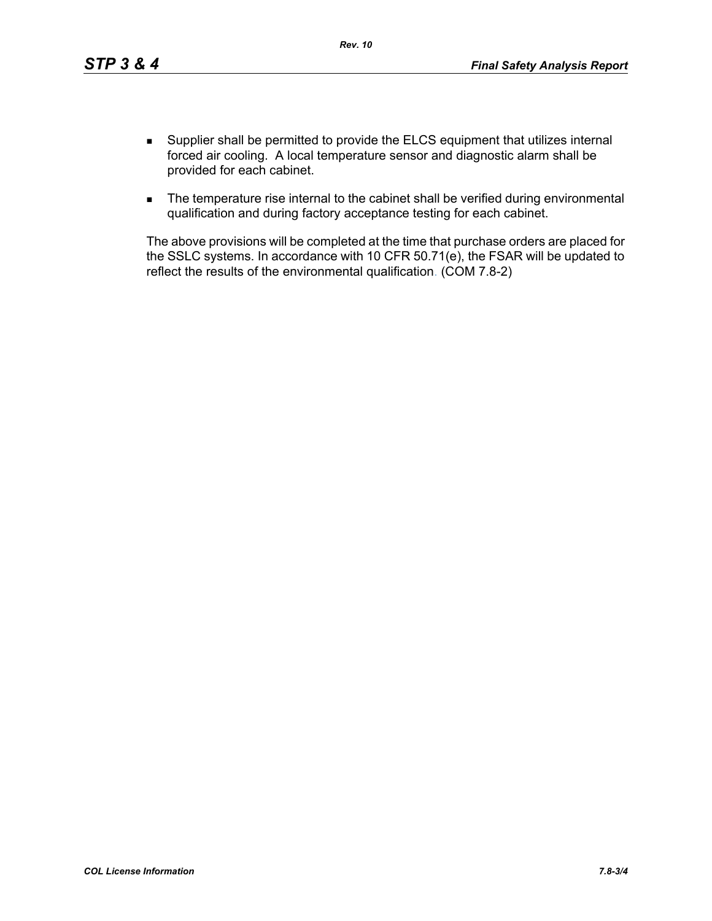- Supplier shall be permitted to provide the ELCS equipment that utilizes internal forced air cooling. A local temperature sensor and diagnostic alarm shall be provided for each cabinet.
- The temperature rise internal to the cabinet shall be verified during environmental qualification and during factory acceptance testing for each cabinet.

The above provisions will be completed at the time that purchase orders are placed for the SSLC systems. In accordance with 10 CFR 50.71(e), the FSAR will be updated to reflect the results of the environmental qualification. (COM 7.8-2)